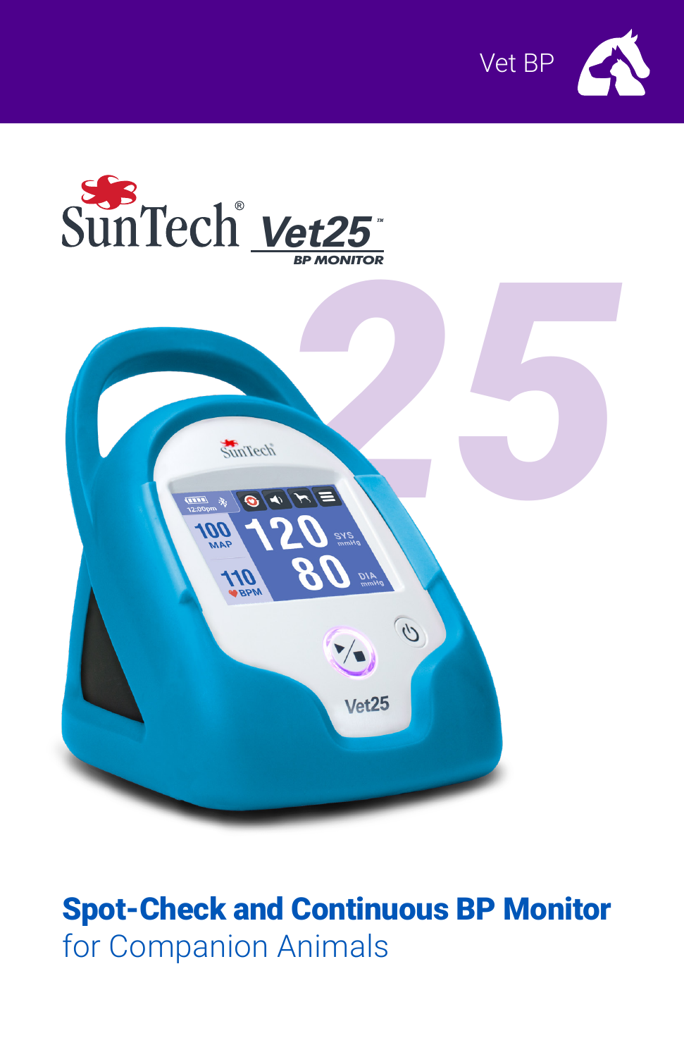Vet BP

# SunTech® Vet25™

BP MONITOR

## Spot-Check and Continuous BP Monitor

for Companion Animals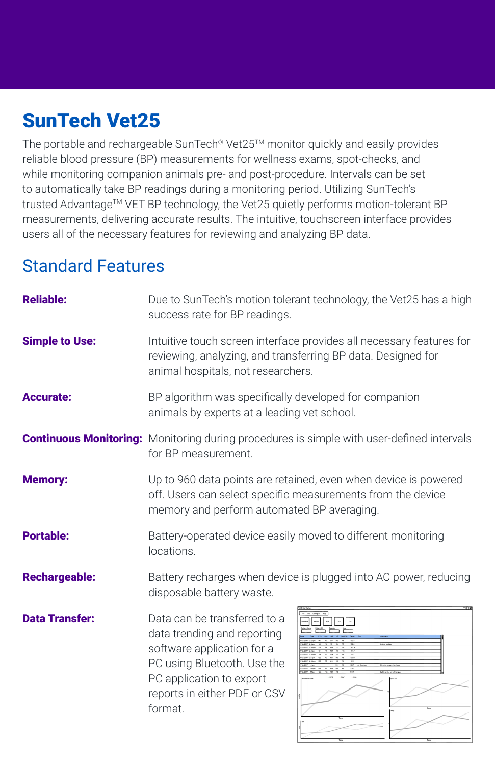# SunTech Vet25

The portable and rechargeable SunTech® Vet25™ monitor quickly and easily provides reliable blood pressure (BP) measurements for wellness exams, spot-checks, and while monitoring companion animals pre- and post-procedure. Intervals can be set to automatically take BP readings during a monitoring period. Utilizing SunTech's trusted Advantage™ VET BP technology, the Vet25 quietly performs motion-tolerant BP measurements, delivering accurate results. The intuitive, touchscreen interface provides users all of the necessary features for reviewing and analyzing BP data.

## Standard Features

**Reliable:** Due to SunTech's motion tolerant technology, the Vet25 has a high success rate for BP readings.

**Simple to Use:** Intuitive touch screen interface provides all necessary features for reviewing, analyzing, and transferring BP data. Designed for animal hospitals, not researchers.

**Accurate:** BP algorithm was specifically developed for companion animals by experts at a leading vet school.

**Continuous Monitoring:** Monitoring during procedures is simple with user-defined intervals for BP measurement.

**Memory:** Up to 960 data points are retained, even when device is powered off. Users can select specific measurements from the device memory and perform automated BP averaging.

**Portable:** Battery-operated device easily moved to different monitoring locations.

**Rechargeable:** Battery recharges when device is plugged into AC power, reducing disposable battery waste.

**Data Transfer:** Data can be transferred to a data trending and reporting software application for a PC using Bluetooth. Use the PC application to export reports in either PDF or CSV format.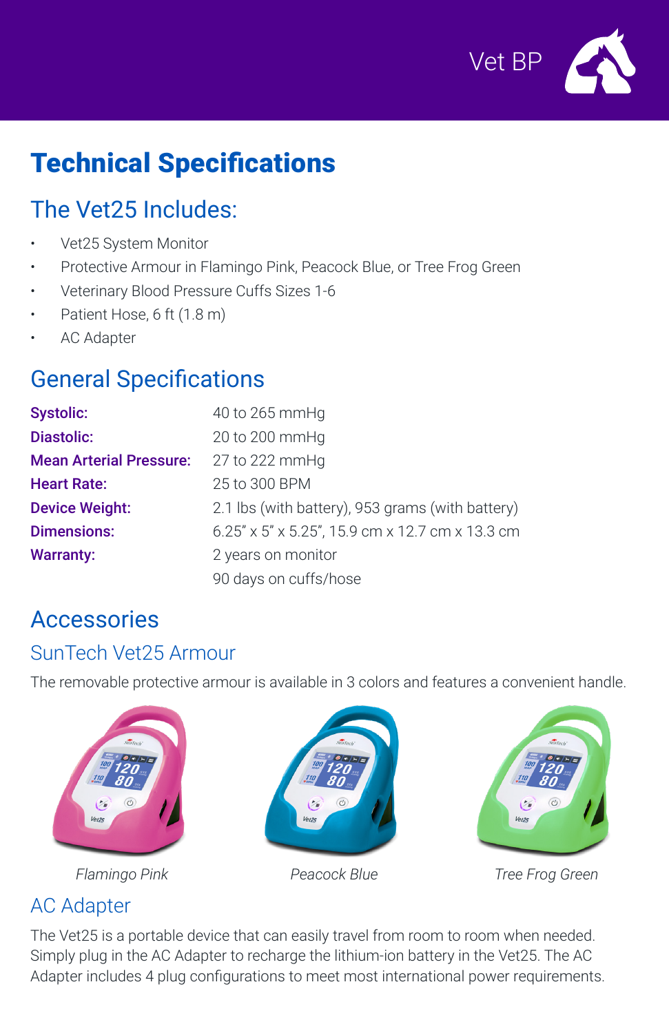Vet BP

# Technical Specifications

## The Vet25 Includes:

- Vet25 System Monitor
- Protective Armour in Flamingo Pink, Peacock Blue, or Tree Frog Green
- Veterinary Blood Pressure Cuffs Sizes 1-6
- Patient Hose, 6 ft (1.8 m)
- AC Adapter

## General Specifications

| | |
|---|---|
| **Systolic:** | 40 to 265 mmHg |
| **Diastolic:** | 20 to 200 mmHg |
| **Mean Arterial Pressure:** | 27 to 222 mmHg |
| **Heart Rate:** | 25 to 300 BPM |
| **Device Weight:** | 2.1 lbs (with battery), 953 grams (with battery) |
| **Dimensions:** | 6.25" x 5" x 5.25", 15.9 cm x 12.7 cm x 13.3 cm |
| **Warranty:** | 2 years on monitor |
| | 90 days on cuffs/hose |

## Accessories

### SunTech Vet25 Armour

The removable protective armour is available in 3 colors and features a convenient handle.

*Flamingo Pink* | *Peacock Blue* | *Tree Frog Green*

### AC Adapter

The Vet25 is a portable device that can easily travel from room to room when needed. Simply plug in the AC Adapter to recharge the lithium-ion battery in the Vet25. The AC Adapter includes 4 plug configurations to meet most international power requirements.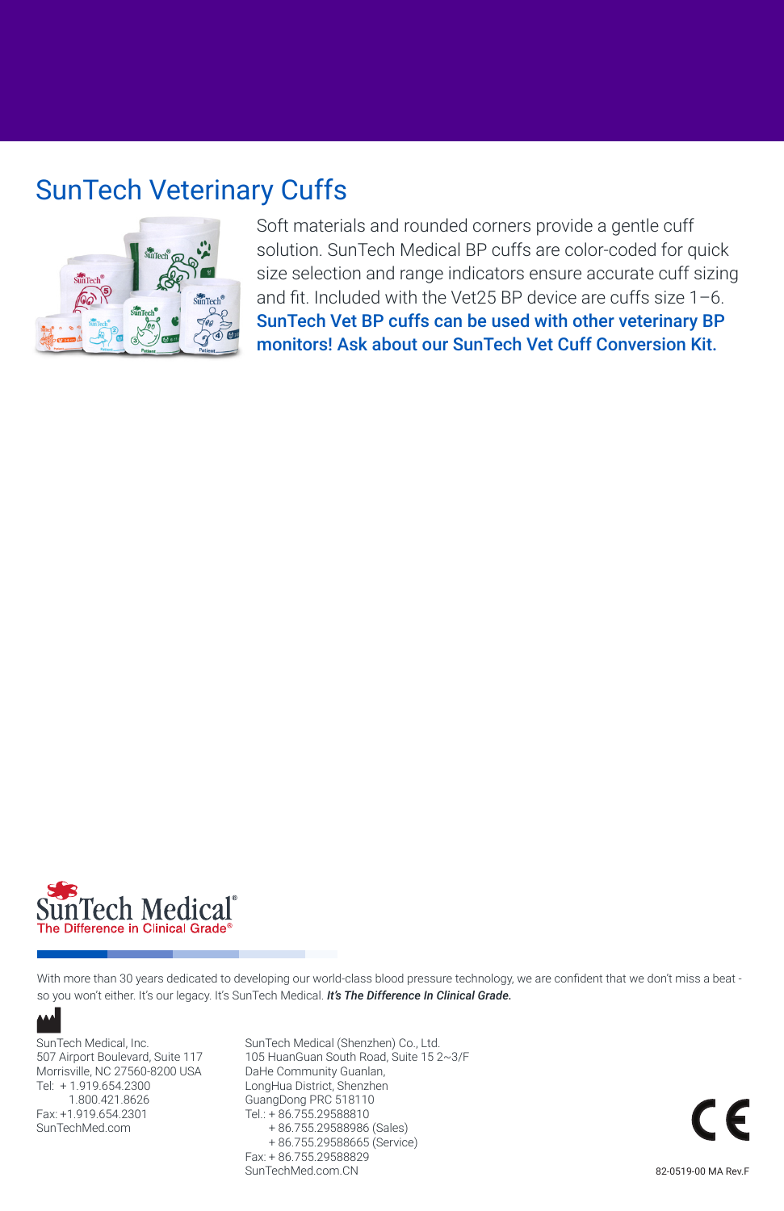## SunTech Veterinary Cuffs

Soft materials and rounded corners provide a gentle cuff solution. SunTech Medical BP cuffs are color-coded for quick size selection and range indicators ensure accurate cuff sizing and fit. Included with the Vet25 BP device are cuffs size 1–6. **SunTech Vet BP cuffs can be used with other veterinary BP monitors! Ask about our SunTech Vet Cuff Conversion Kit.**

SunTech Medical®
The Difference in Clinical Grade®

With more than 30 years dedicated to developing our world-class blood pressure technology, we are confident that we don't miss a beat - so you won't either. It's our legacy. It's SunTech Medical. ***It's The Difference In Clinical Grade.***

SunTech Medical, Inc.
507 Airport Boulevard, Suite 117
Morrisville, NC 27560-8200 USA
Tel: + 1.919.654.2300
1.800.421.8626
Fax: +1.919.654.2301
SunTechMed.com

SunTech Medical (Shenzhen) Co., Ltd.
105 HuanGuan South Road, Suite 15 2~3/F
DaHe Community Guanlan,
LongHua District, Shenzhen
GuangDong PRC 518110
Tel.: + 86.755.29588810
+ 86.755.29588986 (Sales)
+ 86.755.29588665 (Service)
Fax: + 86.755.29588829
SunTechMed.com.CN

CE

82-0519-00 MA Rev.F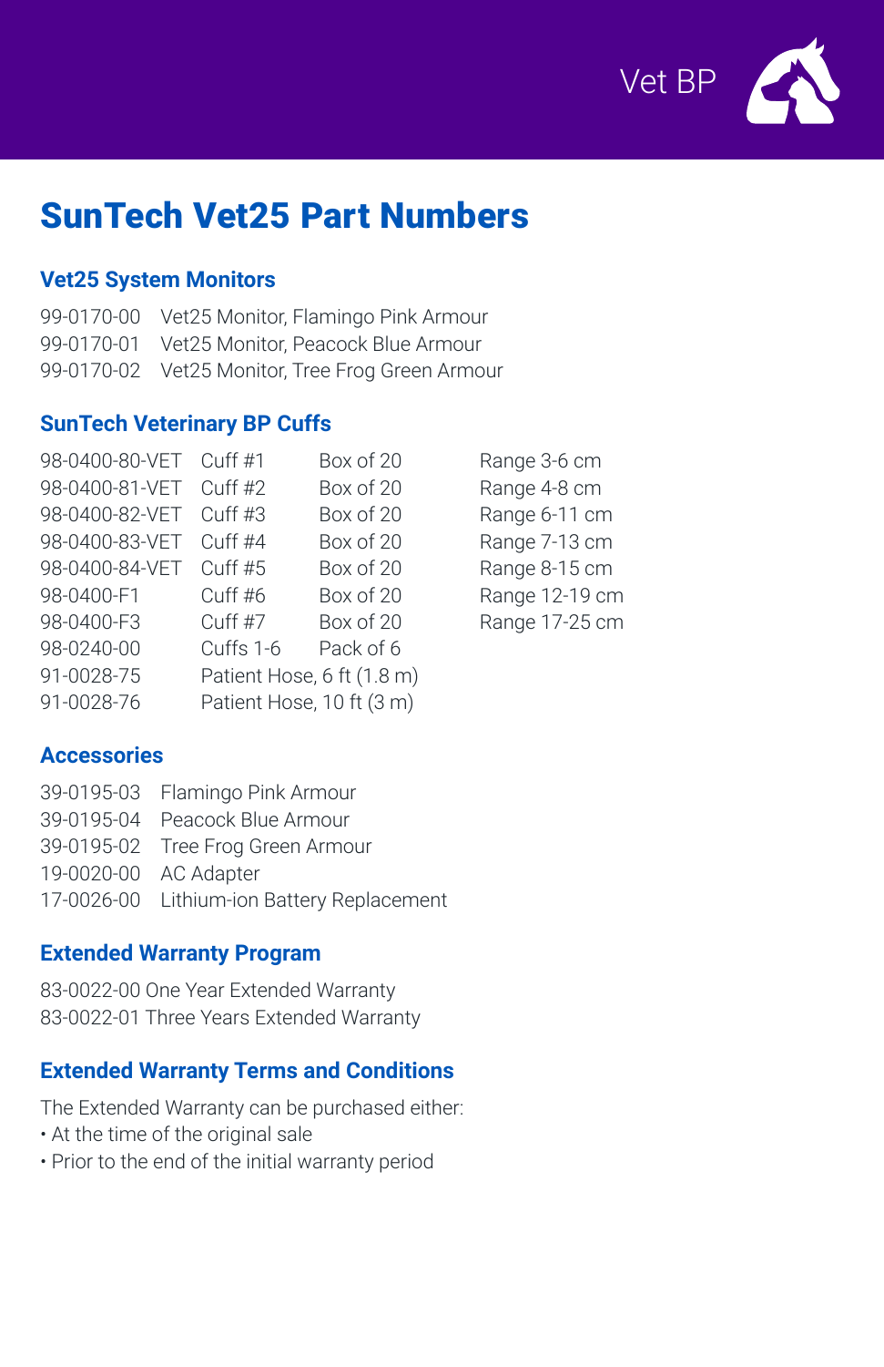Vet BP

# SunTech Vet25 Part Numbers

## Vet25 System Monitors

| | |
|---|---|
| 99-0170-00 | Vet25 Monitor, Flamingo Pink Armour |
| 99-0170-01 | Vet25 Monitor, Peacock Blue Armour |
| 99-0170-02 | Vet25 Monitor, Tree Frog Green Armour |

## SunTech Veterinary BP Cuffs

| | | | |
|---|---|---|---|
| 98-0400-80-VET | Cuff #1 | Box of 20 | Range 3-6 cm |
| 98-0400-81-VET | Cuff #2 | Box of 20 | Range 4-8 cm |
| 98-0400-82-VET | Cuff #3 | Box of 20 | Range 6-11 cm |
| 98-0400-83-VET | Cuff #4 | Box of 20 | Range 7-13 cm |
| 98-0400-84-VET | Cuff #5 | Box of 20 | Range 8-15 cm |
| 98-0400-F1 | Cuff #6 | Box of 20 | Range 12-19 cm |
| 98-0400-F3 | Cuff #7 | Box of 20 | Range 17-25 cm |
| 98-0240-00 | Cuffs 1-6 | Pack of 6 | |
| 91-0028-75 | Patient Hose, 6 ft (1.8 m) | | |
| 91-0028-76 | Patient Hose, 10 ft (3 m) | | |

## Accessories

| | |
|---|---|
| 39-0195-03 | Flamingo Pink Armour |
| 39-0195-04 | Peacock Blue Armour |
| 39-0195-02 | Tree Frog Green Armour |
| 19-0020-00 | AC Adapter |
| 17-0026-00 | Lithium-ion Battery Replacement |

## Extended Warranty Program

83-0022-00 One Year Extended Warranty
83-0022-01 Three Years Extended Warranty

## Extended Warranty Terms and Conditions

The Extended Warranty can be purchased either:

- At the time of the original sale
- Prior to the end of the initial warranty period